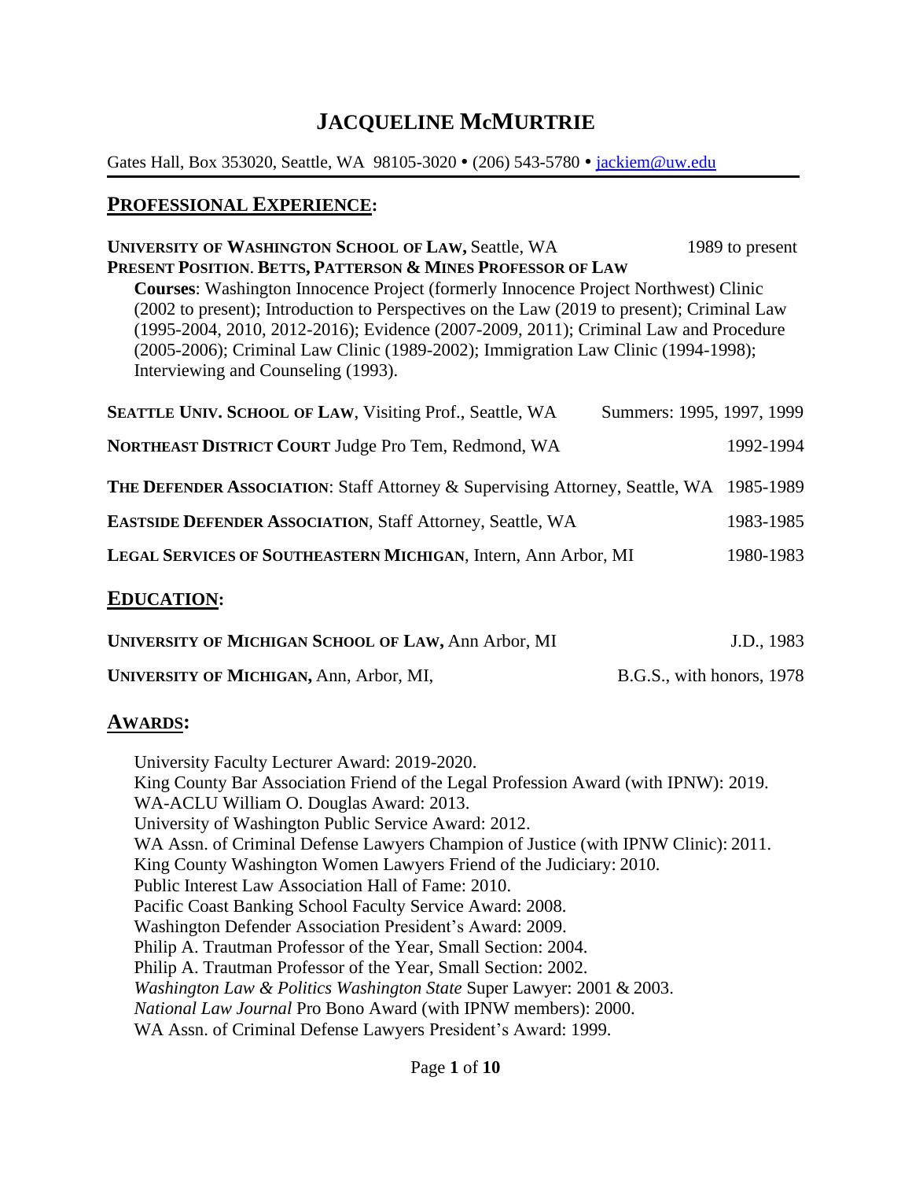# JACQUELINE McMURTRIE

Gates Hall, Box 353020, Seattle, WA 98105-3020 • (206) 543-5780 • jackiem@uw.edu

## PROFESSIONAL EXPERIENCE:

**UNIVERSITY OF WASHINGTON SCHOOL OF LAW,** Seattle, WA — 1989 to present
**PRESENT POSITION. BETTS, PATTERSON & MINES PROFESSOR OF LAW**

**Courses**: Washington Innocence Project (formerly Innocence Project Northwest) Clinic (2002 to present); Introduction to Perspectives on the Law (2019 to present); Criminal Law (1995-2004, 2010, 2012-2016); Evidence (2007-2009, 2011); Criminal Law and Procedure (2005-2006); Criminal Law Clinic (1989-2002); Immigration Law Clinic (1994-1998); Interviewing and Counseling (1993).

**SEATTLE UNIV. SCHOOL OF LAW**, Visiting Prof., Seattle, WA — Summers: 1995, 1997, 1999

**NORTHEAST DISTRICT COURT** Judge Pro Tem, Redmond, WA — 1992-1994

**THE DEFENDER ASSOCIATION**: Staff Attorney & Supervising Attorney, Seattle, WA — 1985-1989

**EASTSIDE DEFENDER ASSOCIATION**, Staff Attorney, Seattle, WA — 1983-1985

**LEGAL SERVICES OF SOUTHEASTERN MICHIGAN**, Intern, Ann Arbor, MI — 1980-1983

## EDUCATION:

**UNIVERSITY OF MICHIGAN SCHOOL OF LAW,** Ann Arbor, MI — J.D., 1983

**UNIVERSITY OF MICHIGAN,** Ann, Arbor, MI, — B.G.S., with honors, 1978

## AWARDS:

University Faculty Lecturer Award: 2019-2020.
King County Bar Association Friend of the Legal Profession Award (with IPNW): 2019.
WA-ACLU William O. Douglas Award: 2013.
University of Washington Public Service Award: 2012.
WA Assn. of Criminal Defense Lawyers Champion of Justice (with IPNW Clinic): 2011.
King County Washington Women Lawyers Friend of the Judiciary: 2010.
Public Interest Law Association Hall of Fame: 2010.
Pacific Coast Banking School Faculty Service Award: 2008.
Washington Defender Association President's Award: 2009.
Philip A. Trautman Professor of the Year, Small Section: 2004.
Philip A. Trautman Professor of the Year, Small Section: 2002.
*Washington Law & Politics Washington State* Super Lawyer: 2001 & 2003.
*National Law Journal* Pro Bono Award (with IPNW members): 2000.
WA Assn. of Criminal Defense Lawyers President's Award: 1999.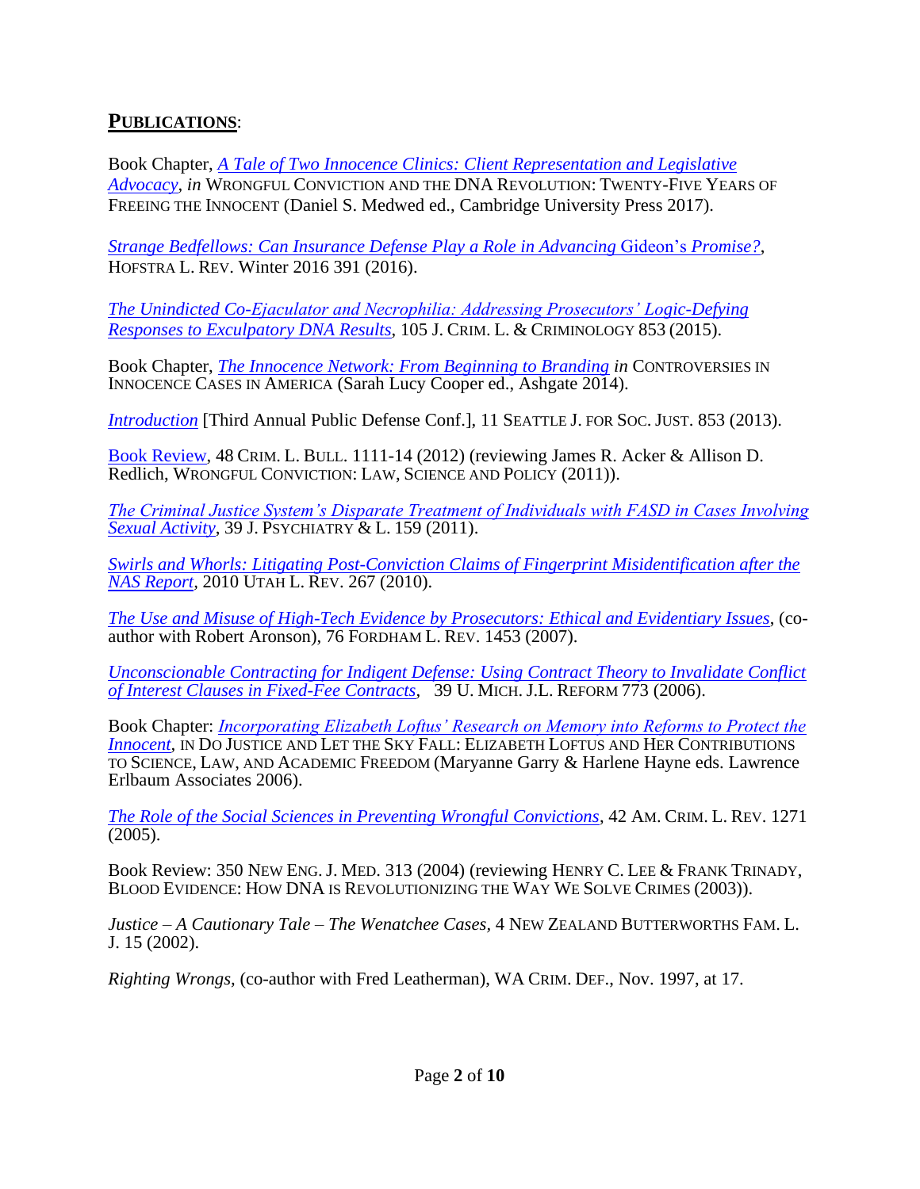## **PUBLICATIONS**:

Book Chapter, *A Tale of Two Innocence Clinics: Client Representation and Legislative Advocacy*, *in* WRONGFUL CONVICTION AND THE DNA REVOLUTION: TWENTY-FIVE YEARS OF FREEING THE INNOCENT (Daniel S. Medwed ed., Cambridge University Press 2017).

*Strange Bedfellows: Can Insurance Defense Play a Role in Advancing* Gideon's *Promise?*, HOFSTRA L. REV. Winter 2016 391 (2016).

*The Unindicted Co-Ejaculator and Necrophilia: Addressing Prosecutors' Logic-Defying Responses to Exculpatory DNA Results*, 105 J. CRIM. L. & CRIMINOLOGY 853 (2015).

Book Chapter, *The Innocence Network: From Beginning to Branding* *in* CONTROVERSIES IN INNOCENCE CASES IN AMERICA (Sarah Lucy Cooper ed., Ashgate 2014).

*Introduction* [Third Annual Public Defense Conf.], 11 SEATTLE J. FOR SOC. JUST. 853 (2013).

Book Review, 48 CRIM. L. BULL. 1111-14 (2012) (reviewing James R. Acker & Allison D. Redlich, WRONGFUL CONVICTION: LAW, SCIENCE AND POLICY (2011)).

*The Criminal Justice System's Disparate Treatment of Individuals with FASD in Cases Involving Sexual Activity*, 39 J. PSYCHIATRY & L. 159 (2011).

*Swirls and Whorls: Litigating Post-Conviction Claims of Fingerprint Misidentification after the NAS Report*, 2010 UTAH L. REV. 267 (2010).

*The Use and Misuse of High-Tech Evidence by Prosecutors: Ethical and Evidentiary Issues*, (co-author with Robert Aronson), 76 FORDHAM L. REV. 1453 (2007).

*Unconscionable Contracting for Indigent Defense: Using Contract Theory to Invalidate Conflict of Interest Clauses in Fixed-Fee Contracts*, 39 U. MICH. J.L. REFORM 773 (2006).

Book Chapter: *Incorporating Elizabeth Loftus' Research on Memory into Reforms to Protect the Innocent*, IN DO JUSTICE AND LET THE SKY FALL: ELIZABETH LOFTUS AND HER CONTRIBUTIONS TO SCIENCE, LAW, AND ACADEMIC FREEDOM (Maryanne Garry & Harlene Hayne eds. Lawrence Erlbaum Associates 2006).

*The Role of the Social Sciences in Preventing Wrongful Convictions*, 42 AM. CRIM. L. REV. 1271 (2005).

Book Review: 350 NEW ENG. J. MED. 313 (2004) (reviewing HENRY C. LEE & FRANK TRINADY, BLOOD EVIDENCE: HOW DNA IS REVOLUTIONIZING THE WAY WE SOLVE CRIMES (2003)).

*Justice – A Cautionary Tale – The Wenatchee Cases*, 4 NEW ZEALAND BUTTERWORTHS FAM. L. J. 15 (2002).

*Righting Wrongs*, (co-author with Fred Leatherman), WA CRIM. DEF., Nov. 1997, at 17.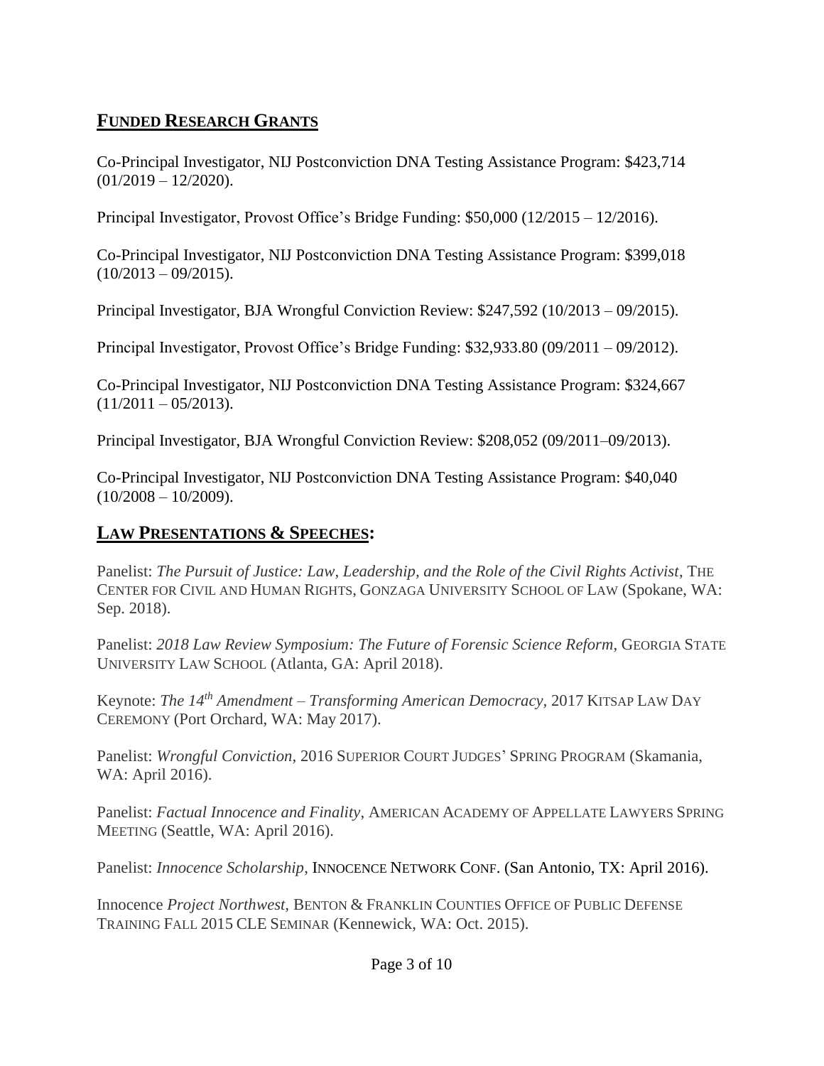## FUNDED RESEARCH GRANTS

Co-Principal Investigator, NIJ Postconviction DNA Testing Assistance Program: $423,714 (01/2019 – 12/2020).

Principal Investigator, Provost Office's Bridge Funding: $50,000 (12/2015 – 12/2016).

Co-Principal Investigator, NIJ Postconviction DNA Testing Assistance Program: $399,018 (10/2013 – 09/2015).

Principal Investigator, BJA Wrongful Conviction Review: $247,592 (10/2013 – 09/2015).

Principal Investigator, Provost Office's Bridge Funding: $32,933.80 (09/2011 – 09/2012).

Co-Principal Investigator, NIJ Postconviction DNA Testing Assistance Program: $324,667 (11/2011 – 05/2013).

Principal Investigator, BJA Wrongful Conviction Review: $208,052 (09/2011–09/2013).

Co-Principal Investigator, NIJ Postconviction DNA Testing Assistance Program: $40,040 (10/2008 – 10/2009).

## LAW PRESENTATIONS & SPEECHES:

Panelist: *The Pursuit of Justice: Law, Leadership, and the Role of the Civil Rights Activist*, THE CENTER FOR CIVIL AND HUMAN RIGHTS, GONZAGA UNIVERSITY SCHOOL OF LAW (Spokane, WA: Sep. 2018).

Panelist: *2018 Law Review Symposium: The Future of Forensic Science Reform*, GEORGIA STATE UNIVERSITY LAW SCHOOL (Atlanta, GA: April 2018).

Keynote: *The 14th Amendment – Transforming American Democracy*, 2017 KITSAP LAW DAY CEREMONY (Port Orchard, WA: May 2017).

Panelist: *Wrongful Conviction*, 2016 SUPERIOR COURT JUDGES' SPRING PROGRAM (Skamania, WA: April 2016).

Panelist: *Factual Innocence and Finality*, AMERICAN ACADEMY OF APPELLATE LAWYERS SPRING MEETING (Seattle, WA: April 2016).

Panelist: *Innocence Scholarship*, INNOCENCE NETWORK CONF. (San Antonio, TX: April 2016).

Innocence *Project Northwest,* BENTON & FRANKLIN COUNTIES OFFICE OF PUBLIC DEFENSE TRAINING FALL 2015 CLE SEMINAR (Kennewick, WA: Oct. 2015).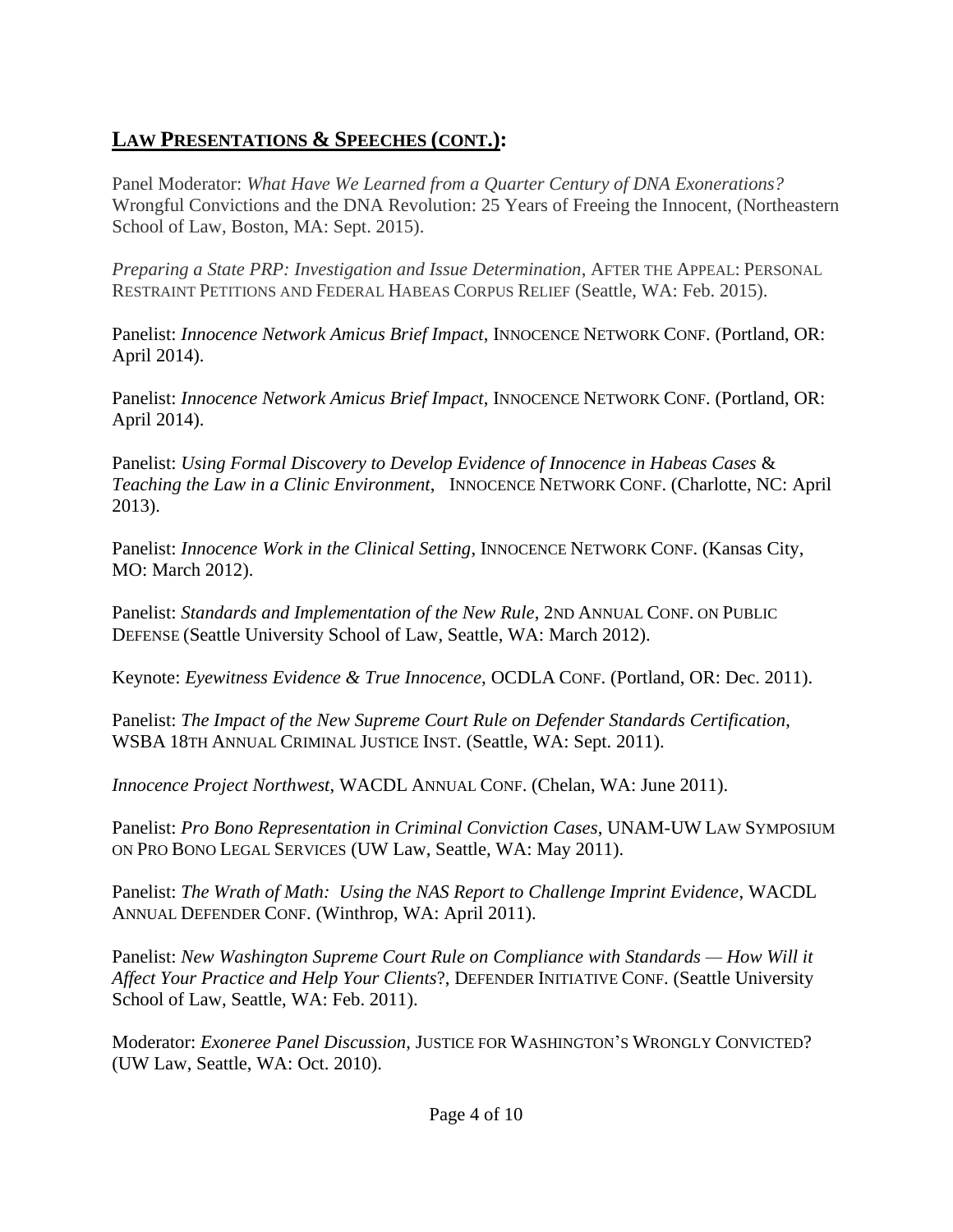## **LAW PRESENTATIONS & SPEECHES (CONT.):**

Panel Moderator: *What Have We Learned from a Quarter Century of DNA Exonerations?* Wrongful Convictions and the DNA Revolution: 25 Years of Freeing the Innocent, (Northeastern School of Law, Boston, MA: Sept. 2015).

*Preparing a State PRP: Investigation and Issue Determination*, AFTER THE APPEAL: PERSONAL RESTRAINT PETITIONS AND FEDERAL HABEAS CORPUS RELIEF (Seattle, WA: Feb. 2015).

Panelist: *Innocence Network Amicus Brief Impact*, INNOCENCE NETWORK CONF. (Portland, OR: April 2014).

Panelist: *Innocence Network Amicus Brief Impact*, INNOCENCE NETWORK CONF. (Portland, OR: April 2014).

Panelist: *Using Formal Discovery to Develop Evidence of Innocence in Habeas Cases* & *Teaching the Law in a Clinic Environment*, INNOCENCE NETWORK CONF. (Charlotte, NC: April 2013).

Panelist: *Innocence Work in the Clinical Setting*, INNOCENCE NETWORK CONF. (Kansas City, MO: March 2012).

Panelist: *Standards and Implementation of the New Rule*, 2ND ANNUAL CONF. ON PUBLIC DEFENSE (Seattle University School of Law, Seattle, WA: March 2012).

Keynote: *Eyewitness Evidence & True Innocence*, OCDLA CONF. (Portland, OR: Dec. 2011).

Panelist: *The Impact of the New Supreme Court Rule on Defender Standards Certification*, WSBA 18TH ANNUAL CRIMINAL JUSTICE INST. (Seattle, WA: Sept. 2011).

*Innocence Project Northwest*, WACDL ANNUAL CONF. (Chelan, WA: June 2011).

Panelist: *Pro Bono Representation in Criminal Conviction Cases*, UNAM-UW LAW SYMPOSIUM ON PRO BONO LEGAL SERVICES (UW Law, Seattle, WA: May 2011).

Panelist: *The Wrath of Math: Using the NAS Report to Challenge Imprint Evidence*, WACDL ANNUAL DEFENDER CONF. (Winthrop, WA: April 2011).

Panelist: *New Washington Supreme Court Rule on Compliance with Standards — How Will it Affect Your Practice and Help Your Clients*?, DEFENDER INITIATIVE CONF. (Seattle University School of Law, Seattle, WA: Feb. 2011).

Moderator: *Exoneree Panel Discussion*, JUSTICE FOR WASHINGTON'S WRONGLY CONVICTED? (UW Law, Seattle, WA: Oct. 2010).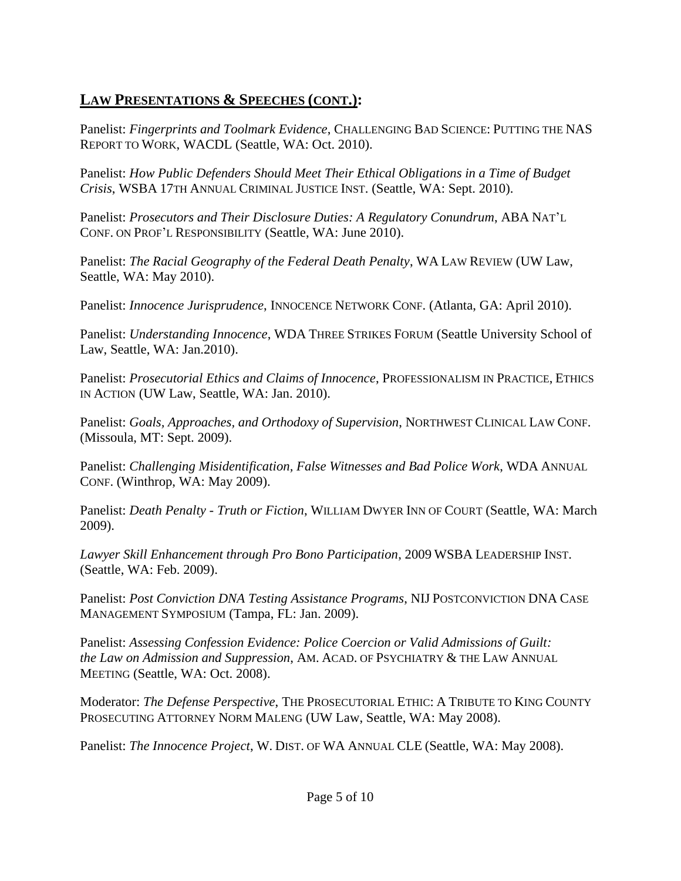## **LAW PRESENTATIONS & SPEECHES (CONT.):**

Panelist: *Fingerprints and Toolmark Evidence*, CHALLENGING BAD SCIENCE: PUTTING THE NAS REPORT TO WORK, WACDL (Seattle, WA: Oct. 2010).

Panelist: *How Public Defenders Should Meet Their Ethical Obligations in a Time of Budget Crisis*, WSBA 17TH ANNUAL CRIMINAL JUSTICE INST. (Seattle, WA: Sept. 2010).

Panelist: *Prosecutors and Their Disclosure Duties: A Regulatory Conundrum*, ABA NAT'L CONF. ON PROF'L RESPONSIBILITY (Seattle, WA: June 2010).

Panelist: *The Racial Geography of the Federal Death Penalty*, WA LAW REVIEW (UW Law, Seattle, WA: May 2010).

Panelist: *Innocence Jurisprudence*, INNOCENCE NETWORK CONF. (Atlanta, GA: April 2010).

Panelist: *Understanding Innocence*, WDA THREE STRIKES FORUM (Seattle University School of Law, Seattle, WA: Jan.2010).

Panelist: *Prosecutorial Ethics and Claims of Innocence*, PROFESSIONALISM IN PRACTICE, ETHICS IN ACTION (UW Law, Seattle, WA: Jan. 2010).

Panelist: *Goals, Approaches, and Orthodoxy of Supervision*, NORTHWEST CLINICAL LAW CONF. (Missoula, MT: Sept. 2009).

Panelist: *Challenging Misidentification, False Witnesses and Bad Police Work*, WDA ANNUAL CONF. (Winthrop, WA: May 2009).

Panelist: *Death Penalty - Truth or Fiction*, WILLIAM DWYER INN OF COURT (Seattle, WA: March 2009).

*Lawyer Skill Enhancement through Pro Bono Participation*, 2009 WSBA LEADERSHIP INST. (Seattle, WA: Feb. 2009).

Panelist: *Post Conviction DNA Testing Assistance Programs*, NIJ POSTCONVICTION DNA CASE MANAGEMENT SYMPOSIUM (Tampa, FL: Jan. 2009).

Panelist: *Assessing Confession Evidence: Police Coercion or Valid Admissions of Guilt: the Law on Admission and Suppression*, AM. ACAD. OF PSYCHIATRY & THE LAW ANNUAL MEETING (Seattle, WA: Oct. 2008).

Moderator: *The Defense Perspective*, THE PROSECUTORIAL ETHIC: A TRIBUTE TO KING COUNTY PROSECUTING ATTORNEY NORM MALENG (UW Law, Seattle, WA: May 2008).

Panelist: *The Innocence Project*, W. DIST. OF WA ANNUAL CLE (Seattle, WA: May 2008).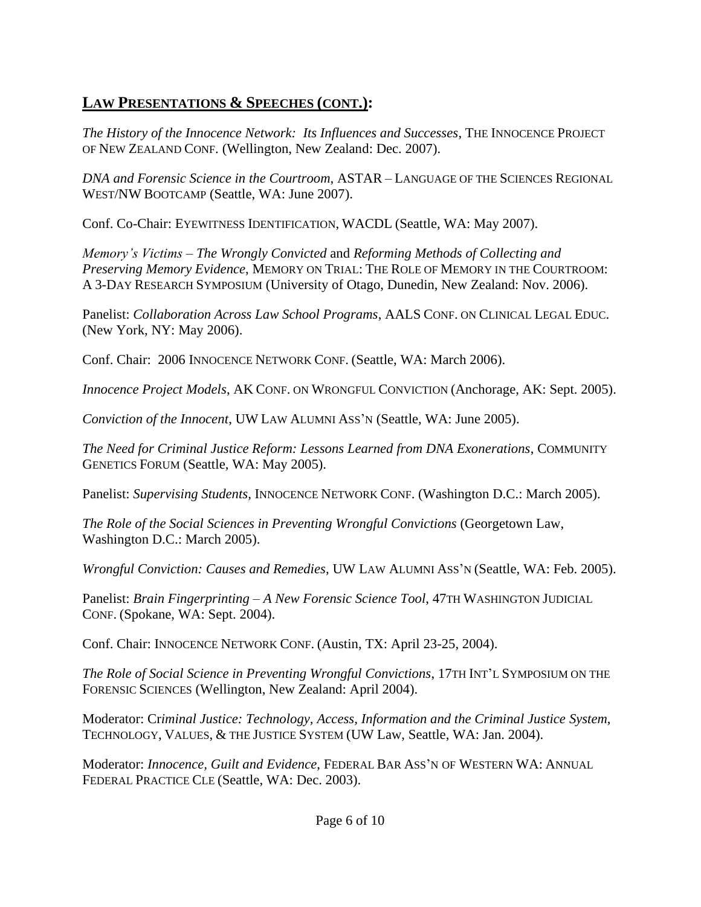## **LAW PRESENTATIONS & SPEECHES (CONT.):**

*The History of the Innocence Network: Its Influences and Successes*, THE INNOCENCE PROJECT OF NEW ZEALAND CONF. (Wellington, New Zealand: Dec. 2007).

*DNA and Forensic Science in the Courtroom*, ASTAR – LANGUAGE OF THE SCIENCES REGIONAL WEST/NW BOOTCAMP (Seattle, WA: June 2007).

Conf. Co-Chair: EYEWITNESS IDENTIFICATION, WACDL (Seattle, WA: May 2007).

*Memory's Victims – The Wrongly Convicted* and *Reforming Methods of Collecting and Preserving Memory Evidence*, MEMORY ON TRIAL: THE ROLE OF MEMORY IN THE COURTROOM: A 3-DAY RESEARCH SYMPOSIUM (University of Otago, Dunedin, New Zealand: Nov. 2006).

Panelist: *Collaboration Across Law School Programs*, AALS CONF. ON CLINICAL LEGAL EDUC. (New York, NY: May 2006).

Conf. Chair: 2006 INNOCENCE NETWORK CONF. (Seattle, WA: March 2006).

*Innocence Project Models*, AK CONF. ON WRONGFUL CONVICTION (Anchorage, AK: Sept. 2005).

*Conviction of the Innocent*, UW LAW ALUMNI ASS'N (Seattle, WA: June 2005).

*The Need for Criminal Justice Reform: Lessons Learned from DNA Exonerations*, COMMUNITY GENETICS FORUM (Seattle, WA: May 2005).

Panelist: *Supervising Students*, INNOCENCE NETWORK CONF. (Washington D.C.: March 2005).

*The Role of the Social Sciences in Preventing Wrongful Convictions* (Georgetown Law, Washington D.C.: March 2005).

*Wrongful Conviction: Causes and Remedies*, UW LAW ALUMNI ASS'N (Seattle, WA: Feb. 2005).

Panelist: *Brain Fingerprinting – A New Forensic Science Tool*, 47TH WASHINGTON JUDICIAL CONF. (Spokane, WA: Sept. 2004).

Conf. Chair: INNOCENCE NETWORK CONF. (Austin, TX: April 23-25, 2004).

*The Role of Social Science in Preventing Wrongful Convictions*, 17TH INT'L SYMPOSIUM ON THE FORENSIC SCIENCES (Wellington, New Zealand: April 2004).

Moderator: *Criminal Justice: Technology, Access, Information and the Criminal Justice System*, TECHNOLOGY, VALUES, & THE JUSTICE SYSTEM (UW Law, Seattle, WA: Jan. 2004).

Moderator: *Innocence, Guilt and Evidence*, FEDERAL BAR ASS'N OF WESTERN WA: ANNUAL FEDERAL PRACTICE CLE (Seattle, WA: Dec. 2003).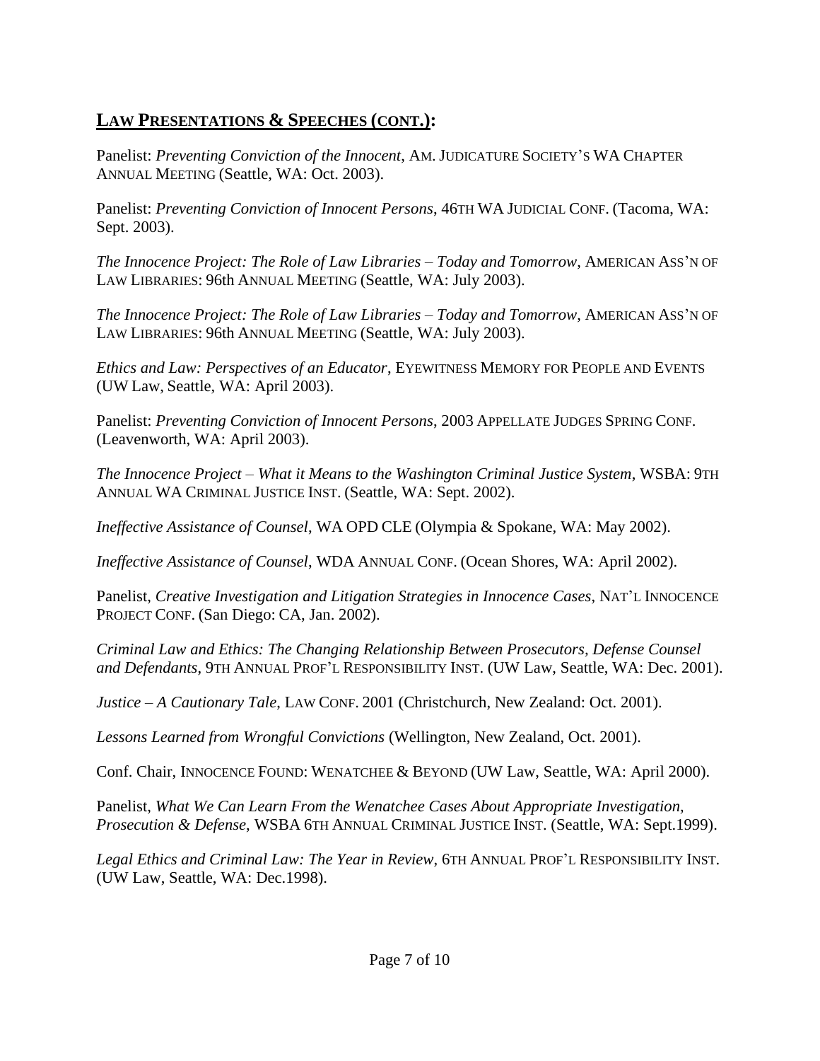## LAW PRESENTATIONS & SPEECHES (CONT.):

Panelist: *Preventing Conviction of the Innocent*, AM. JUDICATURE SOCIETY'S WA CHAPTER ANNUAL MEETING (Seattle, WA: Oct. 2003).

Panelist: *Preventing Conviction of Innocent Persons*, 46TH WA JUDICIAL CONF. (Tacoma, WA: Sept. 2003).

*The Innocence Project: The Role of Law Libraries – Today and Tomorrow*, AMERICAN ASS'N OF LAW LIBRARIES: 96th ANNUAL MEETING (Seattle, WA: July 2003).

*The Innocence Project: The Role of Law Libraries – Today and Tomorrow*, AMERICAN ASS'N OF LAW LIBRARIES: 96th ANNUAL MEETING (Seattle, WA: July 2003).

*Ethics and Law: Perspectives of an Educator*, EYEWITNESS MEMORY FOR PEOPLE AND EVENTS (UW Law, Seattle, WA: April 2003).

Panelist: *Preventing Conviction of Innocent Persons*, 2003 APPELLATE JUDGES SPRING CONF. (Leavenworth, WA: April 2003).

*The Innocence Project – What it Means to the Washington Criminal Justice System*, WSBA: 9TH ANNUAL WA CRIMINAL JUSTICE INST. (Seattle, WA: Sept. 2002).

*Ineffective Assistance of Counsel*, WA OPD CLE (Olympia & Spokane, WA: May 2002).

*Ineffective Assistance of Counsel*, WDA ANNUAL CONF. (Ocean Shores, WA: April 2002).

Panelist, *Creative Investigation and Litigation Strategies in Innocence Cases*, NAT'L INNOCENCE PROJECT CONF. (San Diego: CA, Jan. 2002).

*Criminal Law and Ethics: The Changing Relationship Between Prosecutors, Defense Counsel and Defendants*, 9TH ANNUAL PROF'L RESPONSIBILITY INST. (UW Law, Seattle, WA: Dec. 2001).

*Justice – A Cautionary Tale*, LAW CONF. 2001 (Christchurch, New Zealand: Oct. 2001).

*Lessons Learned from Wrongful Convictions* (Wellington, New Zealand, Oct. 2001).

Conf. Chair, INNOCENCE FOUND: WENATCHEE & BEYOND (UW Law, Seattle, WA: April 2000).

Panelist, *What We Can Learn From the Wenatchee Cases About Appropriate Investigation, Prosecution & Defense*, WSBA 6TH ANNUAL CRIMINAL JUSTICE INST. (Seattle, WA: Sept.1999).

*Legal Ethics and Criminal Law: The Year in Review*, 6TH ANNUAL PROF'L RESPONSIBILITY INST. (UW Law, Seattle, WA: Dec.1998).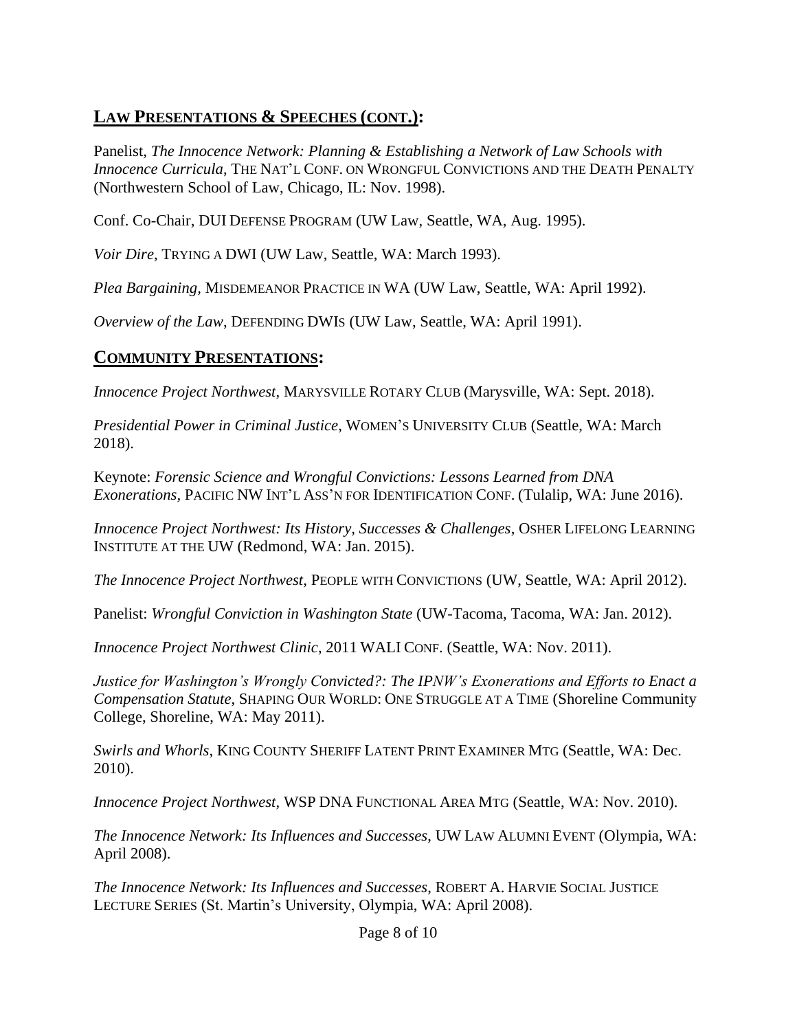## **Law Presentations & Speeches (cont.):**

Panelist, *The Innocence Network: Planning & Establishing a Network of Law Schools with Innocence Curricula*, THE NAT'L CONF. ON WRONGFUL CONVICTIONS AND THE DEATH PENALTY (Northwestern School of Law, Chicago, IL: Nov. 1998).

Conf. Co-Chair, DUI DEFENSE PROGRAM (UW Law, Seattle, WA, Aug. 1995).

*Voir Dire*, TRYING A DWI (UW Law, Seattle, WA: March 1993).

*Plea Bargaining*, MISDEMEANOR PRACTICE IN WA (UW Law, Seattle, WA: April 1992).

*Overview of the Law*, DEFENDING DWIS (UW Law, Seattle, WA: April 1991).

## **Community Presentations:**

*Innocence Project Northwest*, MARYSVILLE ROTARY CLUB (Marysville, WA: Sept. 2018).

*Presidential Power in Criminal Justice*, WOMEN'S UNIVERSITY CLUB (Seattle, WA: March 2018).

Keynote: *Forensic Science and Wrongful Convictions: Lessons Learned from DNA Exonerations*, PACIFIC NW INT'L ASS'N FOR IDENTIFICATION CONF. (Tulalip, WA: June 2016).

*Innocence Project Northwest: Its History, Successes & Challenges*, OSHER LIFELONG LEARNING INSTITUTE AT THE UW (Redmond, WA: Jan. 2015).

*The Innocence Project Northwest*, PEOPLE WITH CONVICTIONS (UW, Seattle, WA: April 2012).

Panelist: *Wrongful Conviction in Washington State* (UW-Tacoma, Tacoma, WA: Jan. 2012).

*Innocence Project Northwest Clinic*, 2011 WALI CONF. (Seattle, WA: Nov. 2011).

*Justice for Washington's Wrongly Convicted?: The IPNW's Exonerations and Efforts to Enact a Compensation Statute*, SHAPING OUR WORLD: ONE STRUGGLE AT A TIME (Shoreline Community College, Shoreline, WA: May 2011).

*Swirls and Whorls*, KING COUNTY SHERIFF LATENT PRINT EXAMINER MTG (Seattle, WA: Dec. 2010).

*Innocence Project Northwest*, WSP DNA FUNCTIONAL AREA MTG (Seattle, WA: Nov. 2010).

*The Innocence Network: Its Influences and Successes*, UW LAW ALUMNI EVENT (Olympia, WA: April 2008).

*The Innocence Network: Its Influences and Successes*, ROBERT A. HARVIE SOCIAL JUSTICE LECTURE SERIES (St. Martin's University, Olympia, WA: April 2008).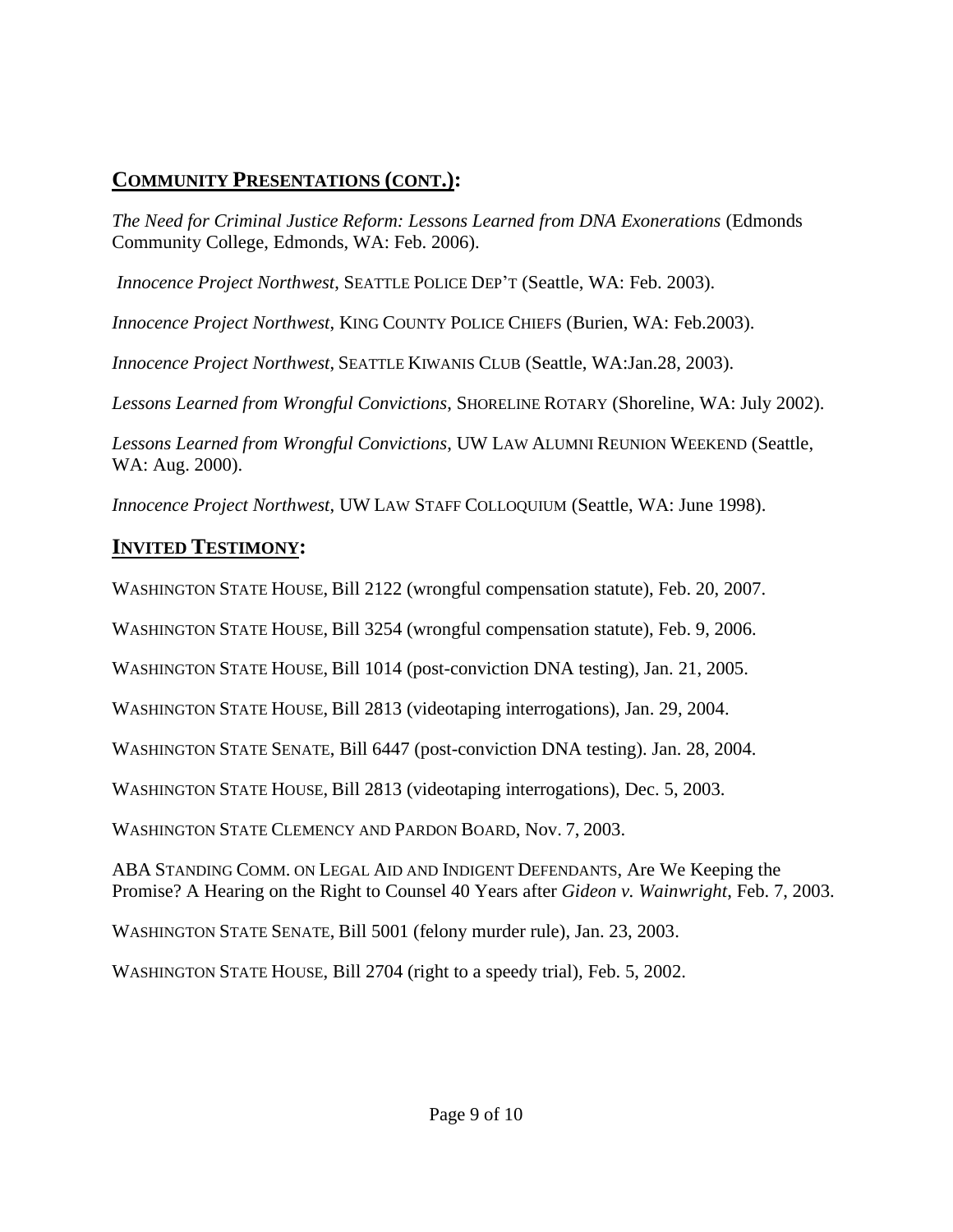## **COMMUNITY PRESENTATIONS (CONT.):**

*The Need for Criminal Justice Reform: Lessons Learned from DNA Exonerations* (Edmonds Community College, Edmonds, WA: Feb. 2006).

*Innocence Project Northwest*, SEATTLE POLICE DEP'T (Seattle, WA: Feb. 2003).

*Innocence Project Northwest*, KING COUNTY POLICE CHIEFS (Burien, WA: Feb.2003).

*Innocence Project Northwest*, SEATTLE KIWANIS CLUB (Seattle, WA:Jan.28, 2003).

*Lessons Learned from Wrongful Convictions*, SHORELINE ROTARY (Shoreline, WA: July 2002).

*Lessons Learned from Wrongful Convictions*, UW LAW ALUMNI REUNION WEEKEND (Seattle, WA: Aug. 2000).

*Innocence Project Northwest*, UW LAW STAFF COLLOQUIUM (Seattle, WA: June 1998).

## **INVITED TESTIMONY:**

WASHINGTON STATE HOUSE, Bill 2122 (wrongful compensation statute), Feb. 20, 2007.

WASHINGTON STATE HOUSE, Bill 3254 (wrongful compensation statute), Feb. 9, 2006.

WASHINGTON STATE HOUSE, Bill 1014 (post-conviction DNA testing), Jan. 21, 2005.

WASHINGTON STATE HOUSE, Bill 2813 (videotaping interrogations), Jan. 29, 2004.

WASHINGTON STATE SENATE, Bill 6447 (post-conviction DNA testing). Jan. 28, 2004.

WASHINGTON STATE HOUSE, Bill 2813 (videotaping interrogations), Dec. 5, 2003.

WASHINGTON STATE CLEMENCY AND PARDON BOARD, Nov. 7, 2003.

ABA STANDING COMM. ON LEGAL AID AND INDIGENT DEFENDANTS, Are We Keeping the Promise? A Hearing on the Right to Counsel 40 Years after *Gideon v. Wainwright*, Feb. 7, 2003.

WASHINGTON STATE SENATE, Bill 5001 (felony murder rule), Jan. 23, 2003.

WASHINGTON STATE HOUSE, Bill 2704 (right to a speedy trial), Feb. 5, 2002.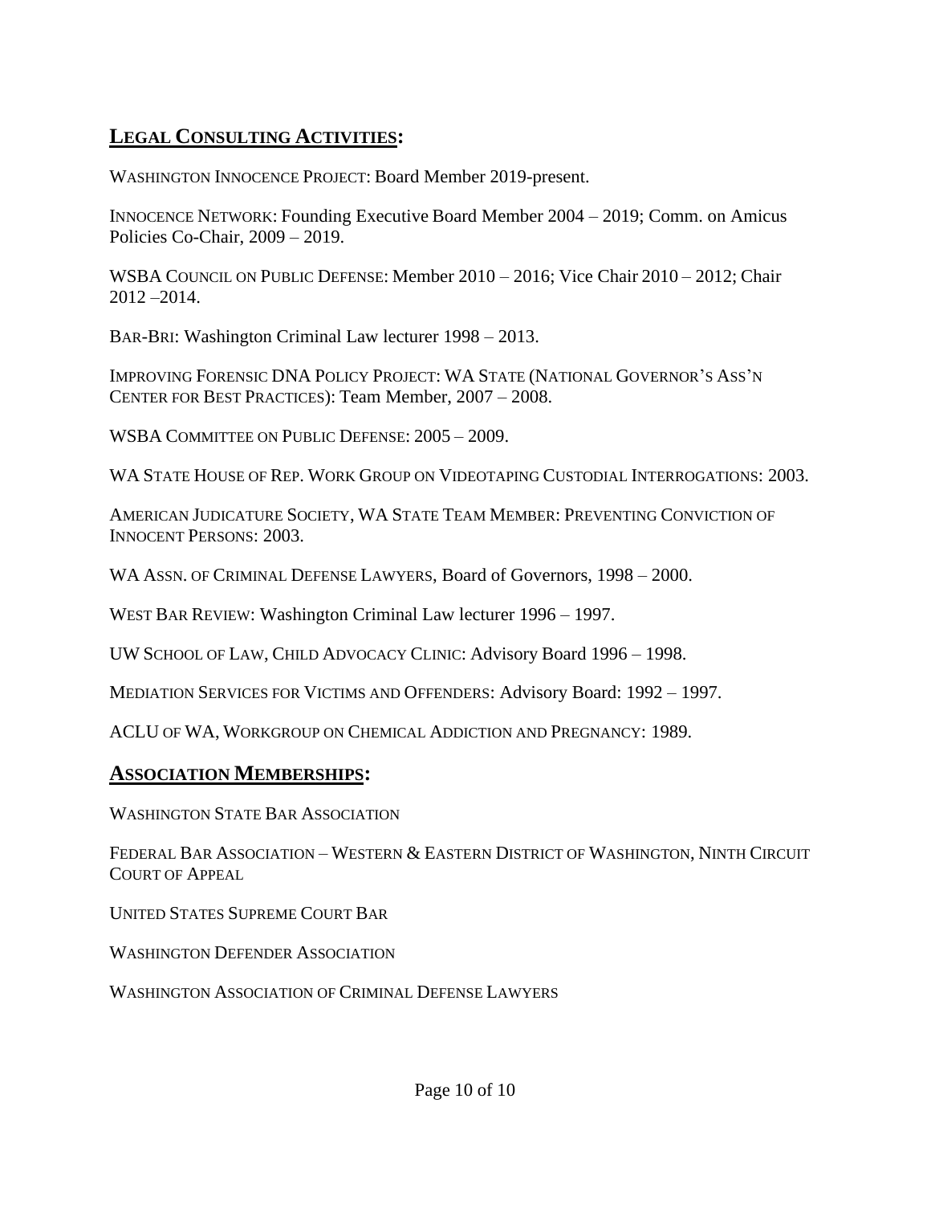## **Legal Consulting Activities:**

Washington Innocence Project: Board Member 2019-present.

Innocence Network: Founding Executive Board Member 2004 – 2019; Comm. on Amicus Policies Co-Chair, 2009 – 2019.

WSBA Council on Public Defense: Member 2010 – 2016; Vice Chair 2010 – 2012; Chair 2012 –2014.

Bar-Bri: Washington Criminal Law lecturer 1998 – 2013.

Improving Forensic DNA Policy Project: WA State (National Governor's Ass'n Center for Best Practices): Team Member, 2007 – 2008.

WSBA Committee on Public Defense: 2005 – 2009.

WA State House of Rep. Work Group on Videotaping Custodial Interrogations: 2003.

American Judicature Society, WA State Team Member: Preventing Conviction of Innocent Persons: 2003.

WA Assn. of Criminal Defense Lawyers, Board of Governors, 1998 – 2000.

West Bar Review: Washington Criminal Law lecturer 1996 – 1997.

UW School of Law, Child Advocacy Clinic: Advisory Board 1996 – 1998.

Mediation Services for Victims and Offenders: Advisory Board: 1992 – 1997.

ACLU of WA, Workgroup on Chemical Addiction and Pregnancy: 1989.

## **Association Memberships:**

Washington State Bar Association

Federal Bar Association – Western & Eastern District of Washington, Ninth Circuit Court of Appeal

United States Supreme Court Bar

Washington Defender Association

Washington Association of Criminal Defense Lawyers